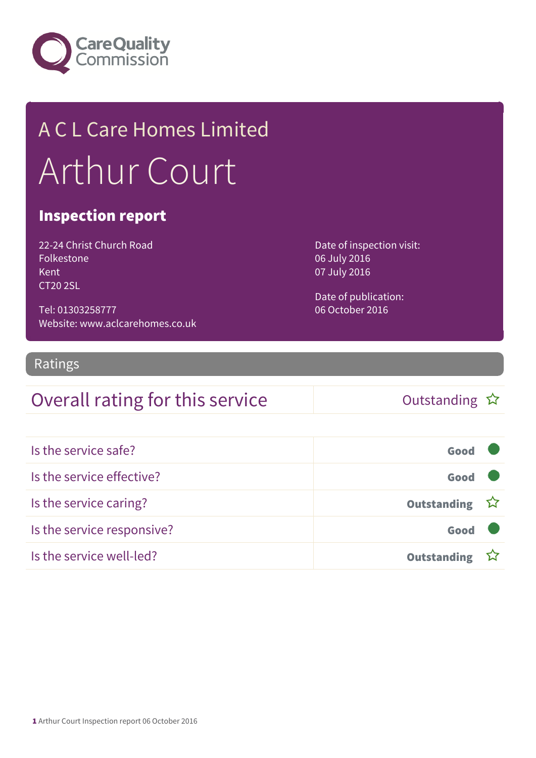Care Quality Commission

# A C L Care Homes Limited

# Arthur Court

## Inspection report

22-24 Christ Church Road
Folkestone
Kent
CT20 2SL

Tel: 01303258777
Website: www.aclcarehomes.co.uk

Date of inspection visit:
06 July 2016
07 July 2016

Date of publication:
06 October 2016

## Ratings

| Overall rating for this service | Outstanding ☆ |
|---|---|

| | |
|---|---|
| Is the service safe? | **Good** ● |
| Is the service effective? | **Good** ● |
| Is the service caring? | **Outstanding** ☆ |
| Is the service responsive? | **Good** ● |
| Is the service well-led? | **Outstanding** ☆ |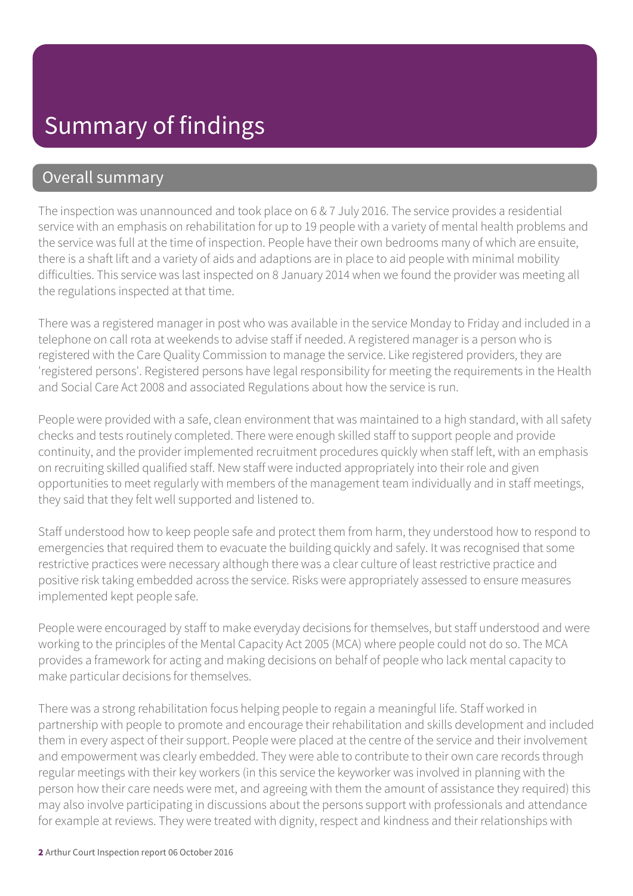# Summary of findings

## Overall summary

The inspection was unannounced and took place on 6 & 7 July 2016. The service provides a residential service with an emphasis on rehabilitation for up to 19 people with a variety of mental health problems and the service was full at the time of inspection. People have their own bedrooms many of which are ensuite, there is a shaft lift and a variety of aids and adaptions are in place to aid people with minimal mobility difficulties. This service was last inspected on 8 January 2014 when we found the provider was meeting all the regulations inspected at that time.

There was a registered manager in post who was available in the service Monday to Friday and included in a telephone on call rota at weekends to advise staff if needed. A registered manager is a person who is registered with the Care Quality Commission to manage the service. Like registered providers, they are 'registered persons'. Registered persons have legal responsibility for meeting the requirements in the Health and Social Care Act 2008 and associated Regulations about how the service is run.

People were provided with a safe, clean environment that was maintained to a high standard, with all safety checks and tests routinely completed. There were enough skilled staff to support people and provide continuity, and the provider implemented recruitment procedures quickly when staff left, with an emphasis on recruiting skilled qualified staff. New staff were inducted appropriately into their role and given opportunities to meet regularly with members of the management team individually and in staff meetings, they said that they felt well supported and listened to.

Staff understood how to keep people safe and protect them from harm, they understood how to respond to emergencies that required them to evacuate the building quickly and safely. It was recognised that some restrictive practices were necessary although there was a clear culture of least restrictive practice and positive risk taking embedded across the service. Risks were appropriately assessed to ensure measures implemented kept people safe.

People were encouraged by staff to make everyday decisions for themselves, but staff understood and were working to the principles of the Mental Capacity Act 2005 (MCA) where people could not do so. The MCA provides a framework for acting and making decisions on behalf of people who lack mental capacity to make particular decisions for themselves.

There was a strong rehabilitation focus helping people to regain a meaningful life. Staff worked in partnership with people to promote and encourage their rehabilitation and skills development and included them in every aspect of their support. People were placed at the centre of the service and their involvement and empowerment was clearly embedded. They were able to contribute to their own care records through regular meetings with their key workers (in this service the keyworker was involved in planning with the person how their care needs were met, and agreeing with them the amount of assistance they required) this may also involve participating in discussions about the persons support with professionals and attendance for example at reviews. They were treated with dignity, respect and kindness and their relationships with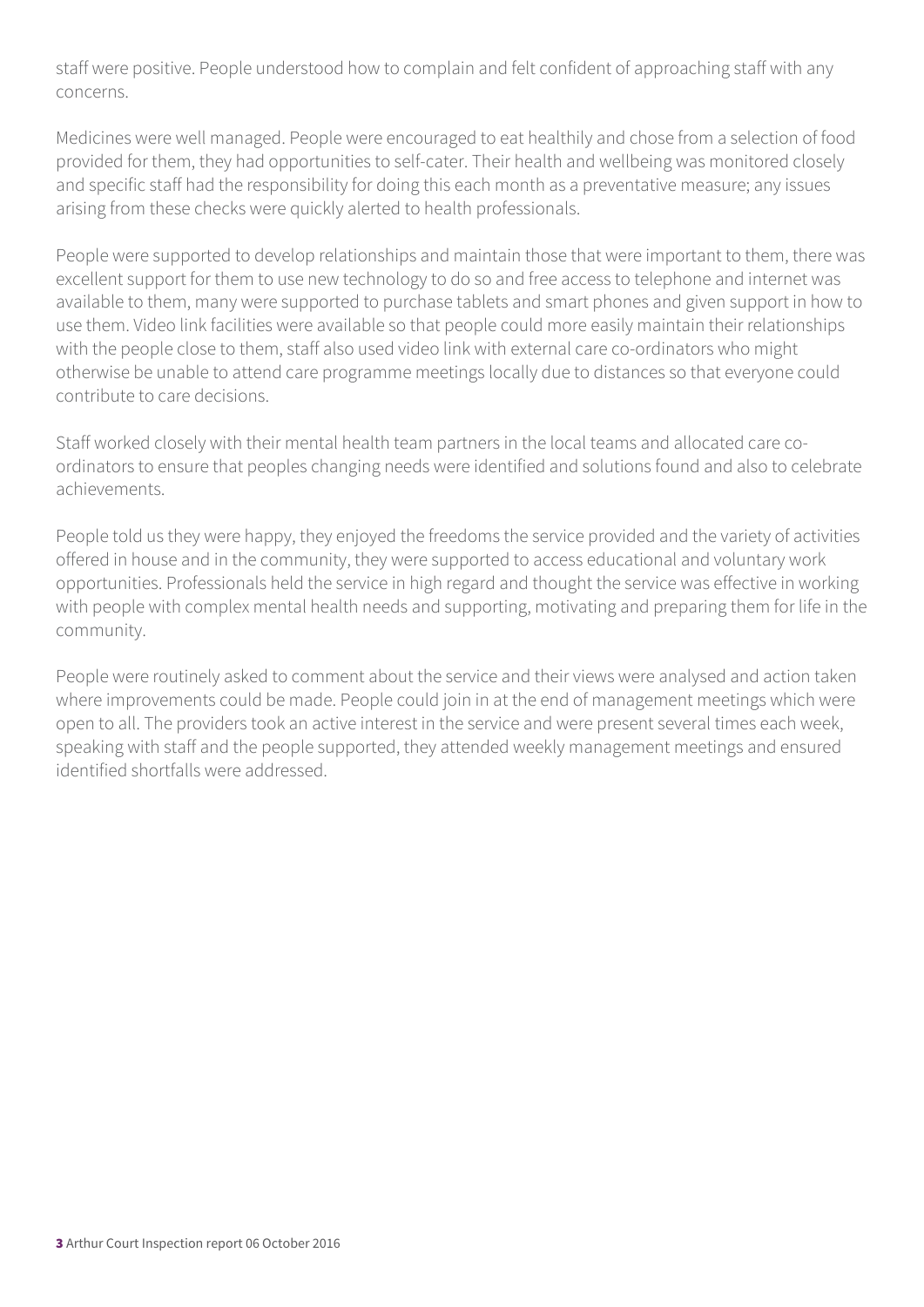staff were positive. People understood how to complain and felt confident of approaching staff with any concerns.

Medicines were well managed. People were encouraged to eat healthily and chose from a selection of food provided for them, they had opportunities to self-cater. Their health and wellbeing was monitored closely and specific staff had the responsibility for doing this each month as a preventative measure; any issues arising from these checks were quickly alerted to health professionals.

People were supported to develop relationships and maintain those that were important to them, there was excellent support for them to use new technology to do so and free access to telephone and internet was available to them, many were supported to purchase tablets and smart phones and given support in how to use them. Video link facilities were available so that people could more easily maintain their relationships with the people close to them, staff also used video link with external care co-ordinators who might otherwise be unable to attend care programme meetings locally due to distances so that everyone could contribute to care decisions.

Staff worked closely with their mental health team partners in the local teams and allocated care co-ordinators to ensure that peoples changing needs were identified and solutions found and also to celebrate achievements.

People told us they were happy, they enjoyed the freedoms the service provided and the variety of activities offered in house and in the community, they were supported to access educational and voluntary work opportunities. Professionals held the service in high regard and thought the service was effective in working with people with complex mental health needs and supporting, motivating and preparing them for life in the community.

People were routinely asked to comment about the service and their views were analysed and action taken where improvements could be made. People could join in at the end of management meetings which were open to all. The providers took an active interest in the service and were present several times each week, speaking with staff and the people supported, they attended weekly management meetings and ensured identified shortfalls were addressed.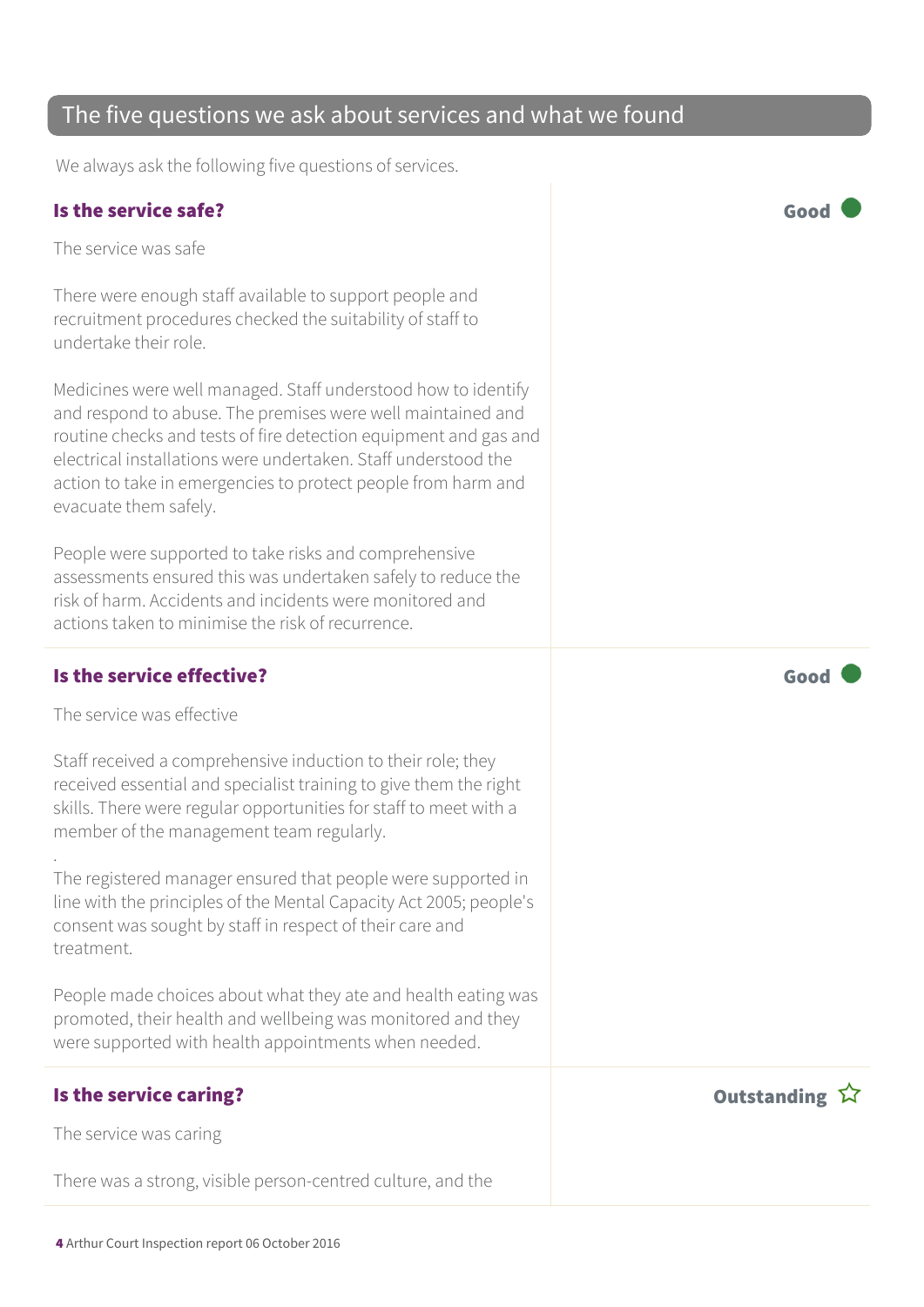## The five questions we ask about services and what we found

We always ask the following five questions of services.

### Is the service safe?

**Good**

The service was safe

There were enough staff available to support people and recruitment procedures checked the suitability of staff to undertake their role.

Medicines were well managed. Staff understood how to identify and respond to abuse. The premises were well maintained and routine checks and tests of fire detection equipment and gas and electrical installations were undertaken. Staff understood the action to take in emergencies to protect people from harm and evacuate them safely.

People were supported to take risks and comprehensive assessments ensured this was undertaken safely to reduce the risk of harm. Accidents and incidents were monitored and actions taken to minimise the risk of recurrence.

### Is the service effective?

**Good**

The service was effective

Staff received a comprehensive induction to their role; they received essential and specialist training to give them the right skills. There were regular opportunities for staff to meet with a member of the management team regularly.

.

The registered manager ensured that people were supported in line with the principles of the Mental Capacity Act 2005; people's consent was sought by staff in respect of their care and treatment.

People made choices about what they ate and health eating was promoted, their health and wellbeing was monitored and they were supported with health appointments when needed.

### Is the service caring?

**Outstanding** ☆

The service was caring

There was a strong, visible person-centred culture, and the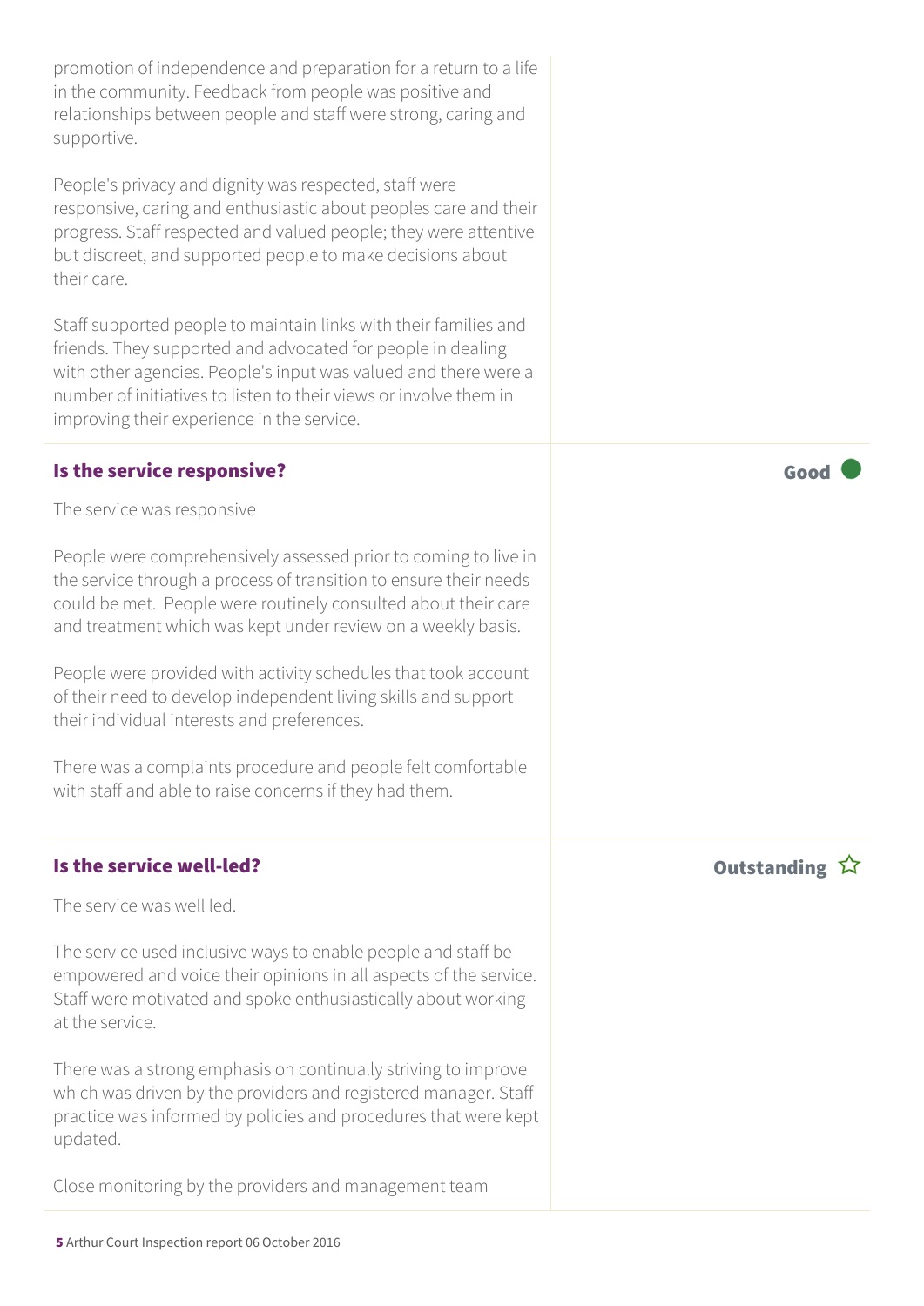promotion of independence and preparation for a return to a life in the community. Feedback from people was positive and relationships between people and staff were strong, caring and supportive.

People's privacy and dignity was respected, staff were responsive, caring and enthusiastic about peoples care and their progress. Staff respected and valued people; they were attentive but discreet, and supported people to make decisions about their care.

Staff supported people to maintain links with their families and friends. They supported and advocated for people in dealing with other agencies. People's input was valued and there were a number of initiatives to listen to their views or involve them in improving their experience in the service.

### Is the service responsive?

**Good**

The service was responsive

People were comprehensively assessed prior to coming to live in the service through a process of transition to ensure their needs could be met. People were routinely consulted about their care and treatment which was kept under review on a weekly basis.

People were provided with activity schedules that took account of their need to develop independent living skills and support their individual interests and preferences.

There was a complaints procedure and people felt comfortable with staff and able to raise concerns if they had them.

### Is the service well-led?

**Outstanding** ☆

The service was well led.

The service used inclusive ways to enable people and staff be empowered and voice their opinions in all aspects of the service. Staff were motivated and spoke enthusiastically about working at the service.

There was a strong emphasis on continually striving to improve which was driven by the providers and registered manager. Staff practice was informed by policies and procedures that were kept updated.

Close monitoring by the providers and management team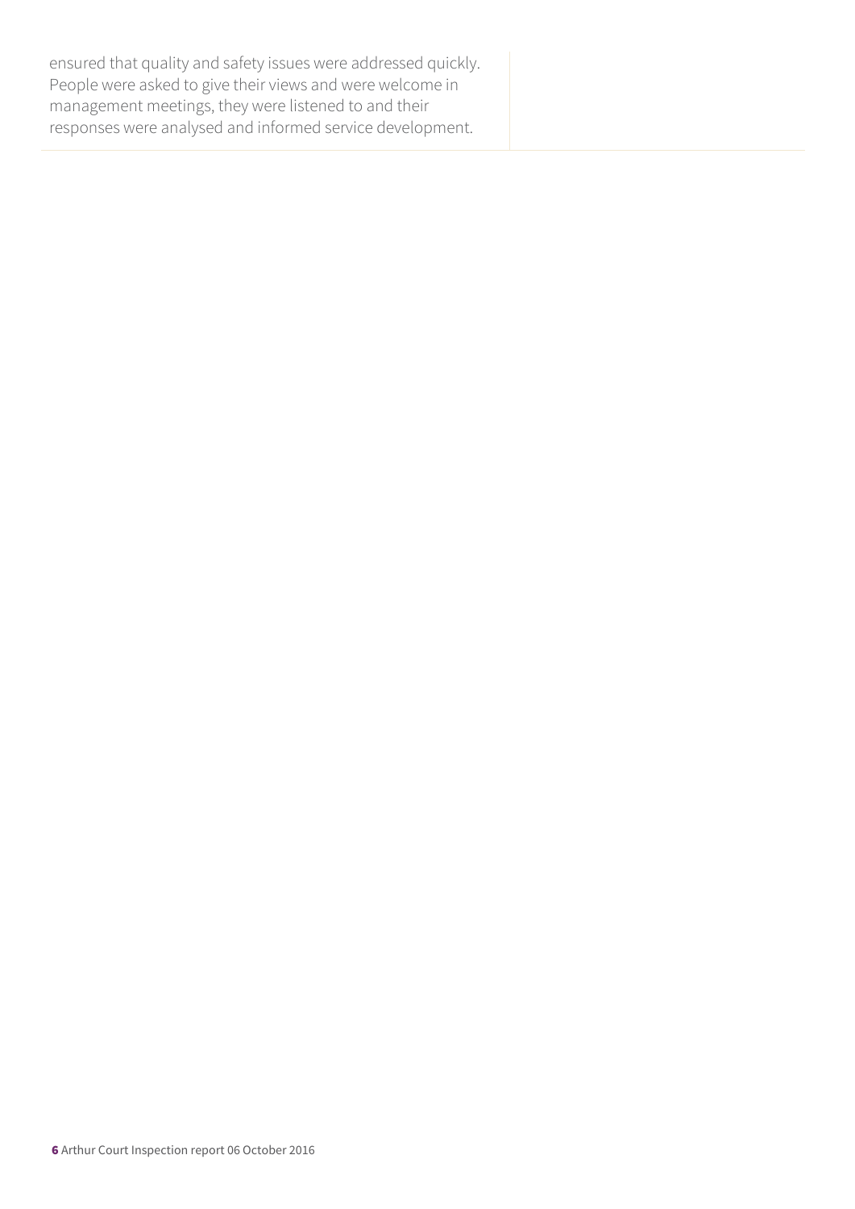ensured that quality and safety issues were addressed quickly. People were asked to give their views and were welcome in management meetings, they were listened to and their responses were analysed and informed service development.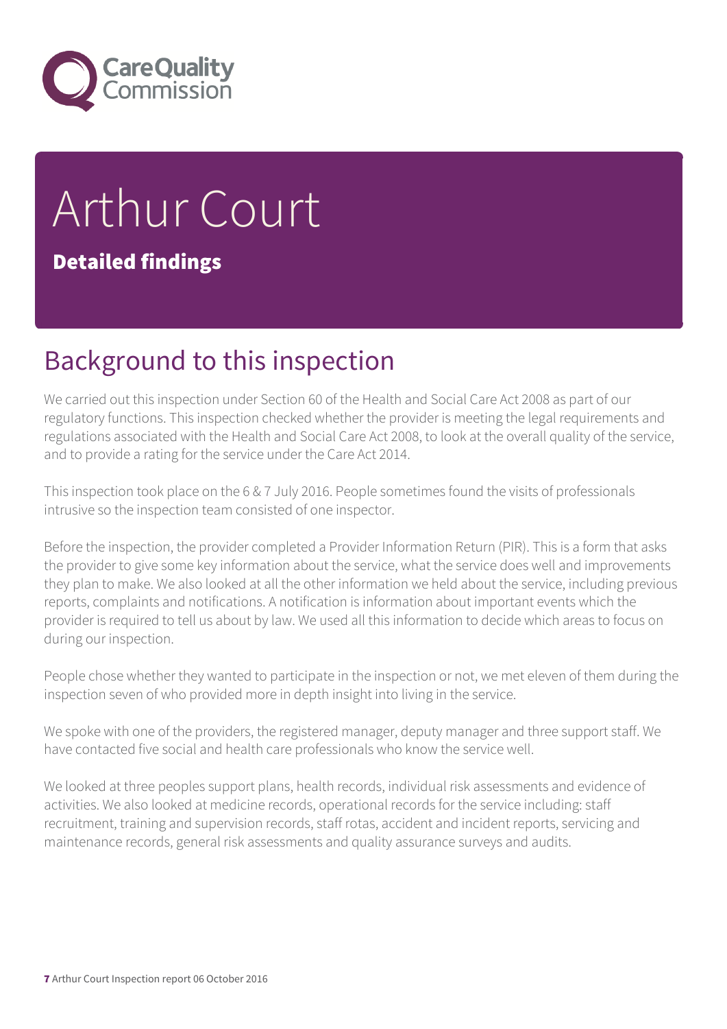# Arthur Court

**Detailed findings**

## Background to this inspection

We carried out this inspection under Section 60 of the Health and Social Care Act 2008 as part of our regulatory functions. This inspection checked whether the provider is meeting the legal requirements and regulations associated with the Health and Social Care Act 2008, to look at the overall quality of the service, and to provide a rating for the service under the Care Act 2014.

This inspection took place on the 6 & 7 July 2016. People sometimes found the visits of professionals intrusive so the inspection team consisted of one inspector.

Before the inspection, the provider completed a Provider Information Return (PIR). This is a form that asks the provider to give some key information about the service, what the service does well and improvements they plan to make. We also looked at all the other information we held about the service, including previous reports, complaints and notifications. A notification is information about important events which the provider is required to tell us about by law. We used all this information to decide which areas to focus on during our inspection.

People chose whether they wanted to participate in the inspection or not, we met eleven of them during the inspection seven of who provided more in depth insight into living in the service.

We spoke with one of the providers, the registered manager, deputy manager and three support staff. We have contacted five social and health care professionals who know the service well.

We looked at three peoples support plans, health records, individual risk assessments and evidence of activities. We also looked at medicine records, operational records for the service including: staff recruitment, training and supervision records, staff rotas, accident and incident reports, servicing and maintenance records, general risk assessments and quality assurance surveys and audits.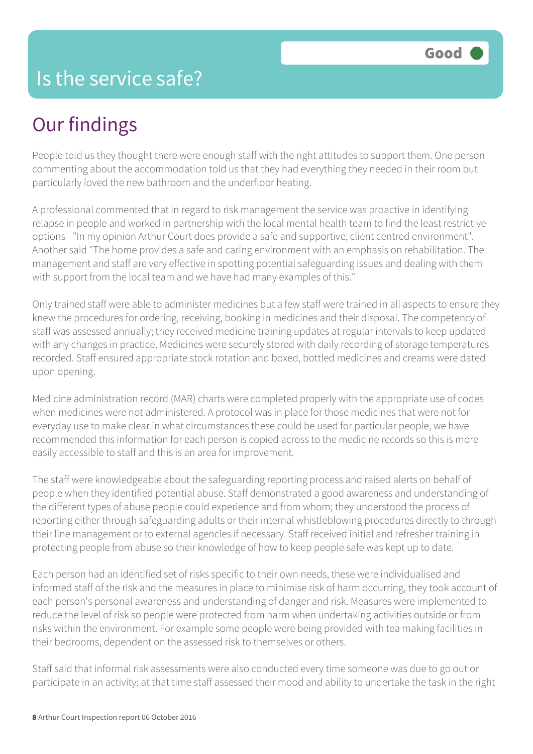# Is the service safe?

**Good**

## Our findings

People told us they thought there were enough staff with the right attitudes to support them. One person commenting about the accommodation told us that they had everything they needed in their room but particularly loved the new bathroom and the underfloor heating.

A professional commented that in regard to risk management the service was proactive in identifying relapse in people and worked in partnership with the local mental health team to find the least restrictive options –"In my opinion Arthur Court does provide a safe and supportive, client centred environment". Another said "The home provides a safe and caring environment with an emphasis on rehabilitation. The management and staff are very effective in spotting potential safeguarding issues and dealing with them with support from the local team and we have had many examples of this."

Only trained staff were able to administer medicines but a few staff were trained in all aspects to ensure they knew the procedures for ordering, receiving, booking in medicines and their disposal. The competency of staff was assessed annually; they received medicine training updates at regular intervals to keep updated with any changes in practice. Medicines were securely stored with daily recording of storage temperatures recorded. Staff ensured appropriate stock rotation and boxed, bottled medicines and creams were dated upon opening.

Medicine administration record (MAR) charts were completed properly with the appropriate use of codes when medicines were not administered. A protocol was in place for those medicines that were not for everyday use to make clear in what circumstances these could be used for particular people, we have recommended this information for each person is copied across to the medicine records so this is more easily accessible to staff and this is an area for improvement.

The staff were knowledgeable about the safeguarding reporting process and raised alerts on behalf of people when they identified potential abuse. Staff demonstrated a good awareness and understanding of the different types of abuse people could experience and from whom; they understood the process of reporting either through safeguarding adults or their internal whistleblowing procedures directly to through their line management or to external agencies if necessary. Staff received initial and refresher training in protecting people from abuse so their knowledge of how to keep people safe was kept up to date.

Each person had an identified set of risks specific to their own needs, these were individualised and informed staff of the risk and the measures in place to minimise risk of harm occurring, they took account of each person's personal awareness and understanding of danger and risk. Measures were implemented to reduce the level of risk so people were protected from harm when undertaking activities outside or from risks within the environment. For example some people were being provided with tea making facilities in their bedrooms, dependent on the assessed risk to themselves or others.

Staff said that informal risk assessments were also conducted every time someone was due to go out or participate in an activity; at that time staff assessed their mood and ability to undertake the task in the right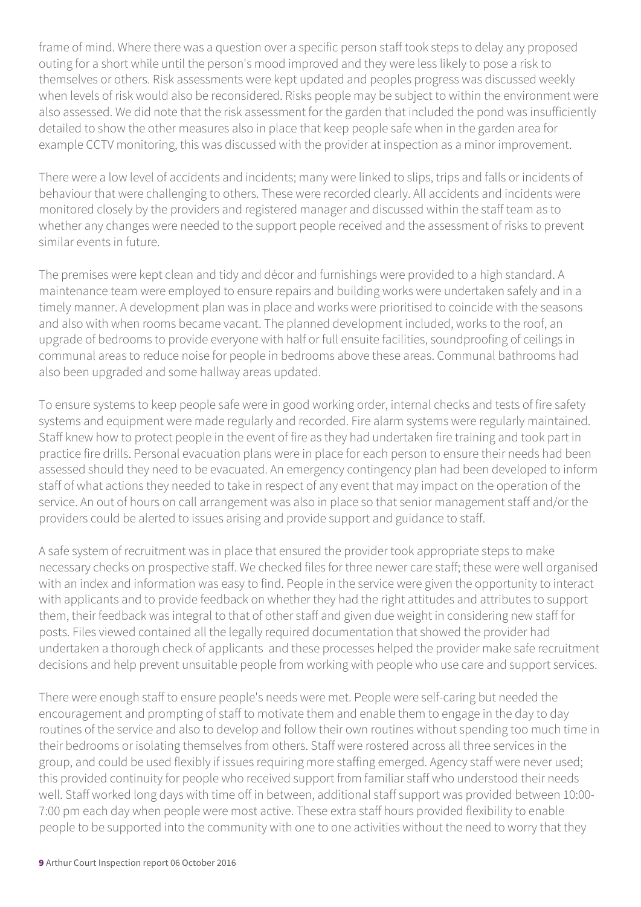frame of mind. Where there was a question over a specific person staff took steps to delay any proposed outing for a short while until the person's mood improved and they were less likely to pose a risk to themselves or others. Risk assessments were kept updated and peoples progress was discussed weekly when levels of risk would also be reconsidered. Risks people may be subject to within the environment were also assessed. We did note that the risk assessment for the garden that included the pond was insufficiently detailed to show the other measures also in place that keep people safe when in the garden area for example CCTV monitoring, this was discussed with the provider at inspection as a minor improvement.

There were a low level of accidents and incidents; many were linked to slips, trips and falls or incidents of behaviour that were challenging to others. These were recorded clearly. All accidents and incidents were monitored closely by the providers and registered manager and discussed within the staff team as to whether any changes were needed to the support people received and the assessment of risks to prevent similar events in future.

The premises were kept clean and tidy and décor and furnishings were provided to a high standard. A maintenance team were employed to ensure repairs and building works were undertaken safely and in a timely manner. A development plan was in place and works were prioritised to coincide with the seasons and also with when rooms became vacant. The planned development included, works to the roof, an upgrade of bedrooms to provide everyone with half or full ensuite facilities, soundproofing of ceilings in communal areas to reduce noise for people in bedrooms above these areas. Communal bathrooms had also been upgraded and some hallway areas updated.

To ensure systems to keep people safe were in good working order, internal checks and tests of fire safety systems and equipment were made regularly and recorded. Fire alarm systems were regularly maintained. Staff knew how to protect people in the event of fire as they had undertaken fire training and took part in practice fire drills. Personal evacuation plans were in place for each person to ensure their needs had been assessed should they need to be evacuated. An emergency contingency plan had been developed to inform staff of what actions they needed to take in respect of any event that may impact on the operation of the service. An out of hours on call arrangement was also in place so that senior management staff and/or the providers could be alerted to issues arising and provide support and guidance to staff.

A safe system of recruitment was in place that ensured the provider took appropriate steps to make necessary checks on prospective staff. We checked files for three newer care staff; these were well organised with an index and information was easy to find. People in the service were given the opportunity to interact with applicants and to provide feedback on whether they had the right attitudes and attributes to support them, their feedback was integral to that of other staff and given due weight in considering new staff for posts. Files viewed contained all the legally required documentation that showed the provider had undertaken a thorough check of applicants and these processes helped the provider make safe recruitment decisions and help prevent unsuitable people from working with people who use care and support services.

There were enough staff to ensure people's needs were met. People were self-caring but needed the encouragement and prompting of staff to motivate them and enable them to engage in the day to day routines of the service and also to develop and follow their own routines without spending too much time in their bedrooms or isolating themselves from others. Staff were rostered across all three services in the group, and could be used flexibly if issues requiring more staffing emerged. Agency staff were never used; this provided continuity for people who received support from familiar staff who understood their needs well. Staff worked long days with time off in between, additional staff support was provided between 10:00-7:00 pm each day when people were most active. These extra staff hours provided flexibility to enable people to be supported into the community with one to one activities without the need to worry that they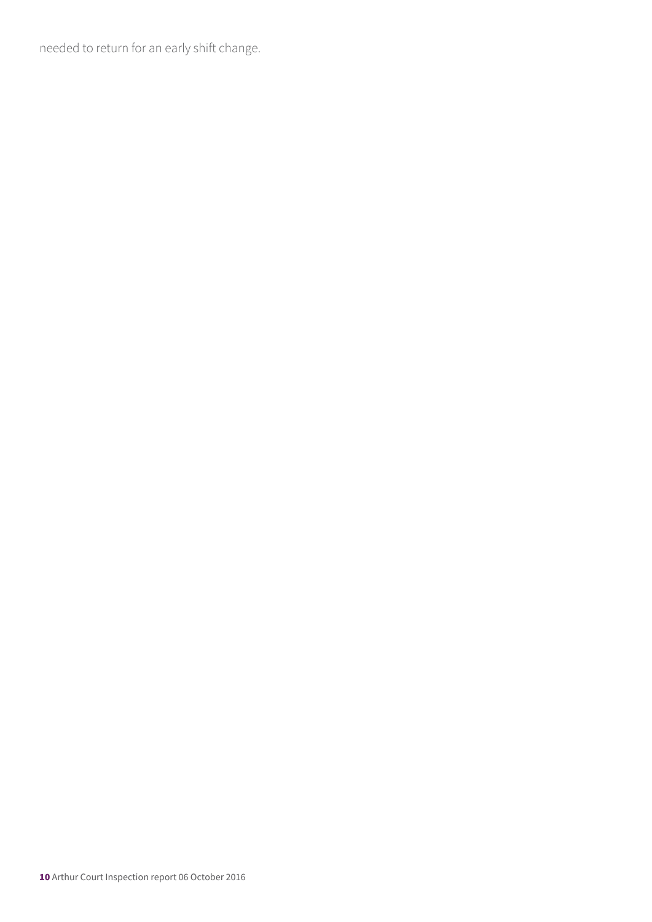needed to return for an early shift change.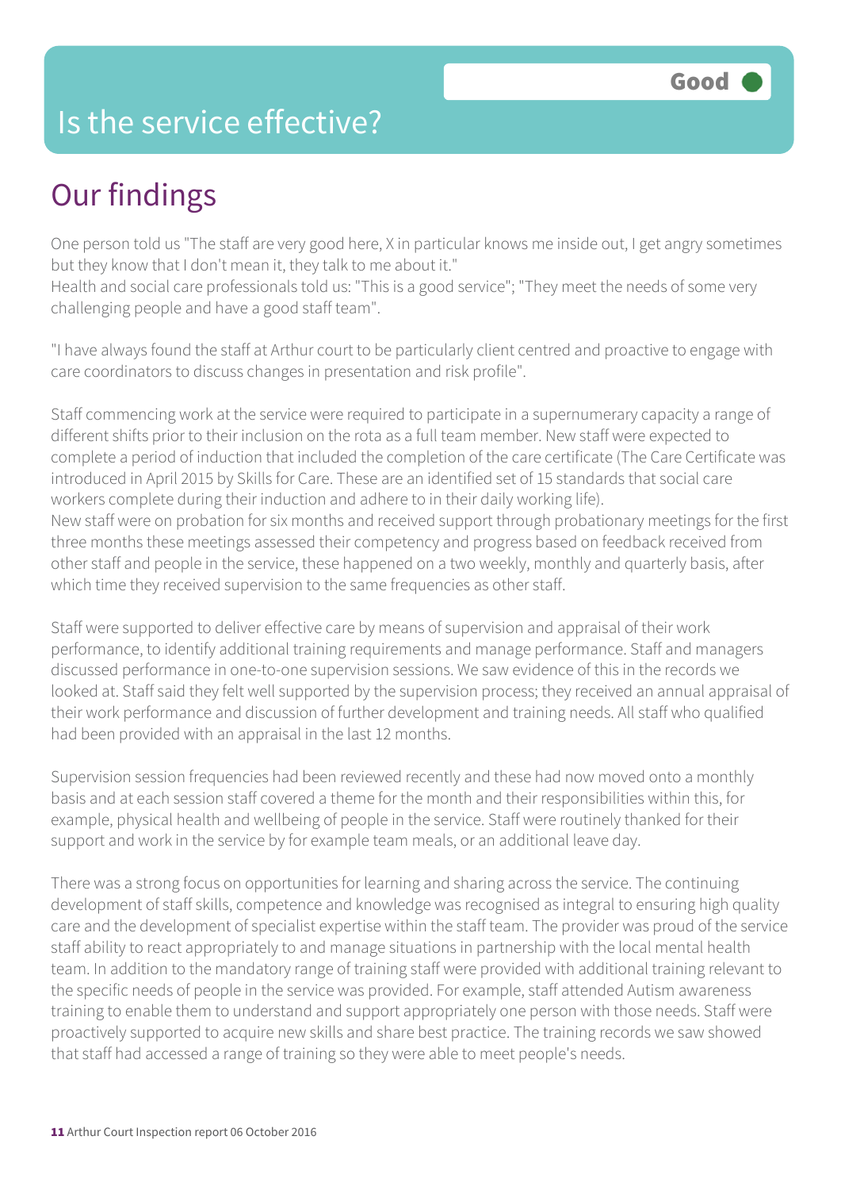# Is the service effective?

**Good**

## Our findings

One person told us "The staff are very good here, X in particular knows me inside out, I get angry sometimes but they know that I don't mean it, they talk to me about it."
Health and social care professionals told us: "This is a good service"; "They meet the needs of some very challenging people and have a good staff team".

"I have always found the staff at Arthur court to be particularly client centred and proactive to engage with care coordinators to discuss changes in presentation and risk profile".

Staff commencing work at the service were required to participate in a supernumerary capacity a range of different shifts prior to their inclusion on the rota as a full team member. New staff were expected to complete a period of induction that included the completion of the care certificate (The Care Certificate was introduced in April 2015 by Skills for Care. These are an identified set of 15 standards that social care workers complete during their induction and adhere to in their daily working life).
New staff were on probation for six months and received support through probationary meetings for the first three months these meetings assessed their competency and progress based on feedback received from other staff and people in the service, these happened on a two weekly, monthly and quarterly basis, after which time they received supervision to the same frequencies as other staff.

Staff were supported to deliver effective care by means of supervision and appraisal of their work performance, to identify additional training requirements and manage performance. Staff and managers discussed performance in one-to-one supervision sessions. We saw evidence of this in the records we looked at. Staff said they felt well supported by the supervision process; they received an annual appraisal of their work performance and discussion of further development and training needs. All staff who qualified had been provided with an appraisal in the last 12 months.

Supervision session frequencies had been reviewed recently and these had now moved onto a monthly basis and at each session staff covered a theme for the month and their responsibilities within this, for example, physical health and wellbeing of people in the service. Staff were routinely thanked for their support and work in the service by for example team meals, or an additional leave day.

There was a strong focus on opportunities for learning and sharing across the service. The continuing development of staff skills, competence and knowledge was recognised as integral to ensuring high quality care and the development of specialist expertise within the staff team. The provider was proud of the service staff ability to react appropriately to and manage situations in partnership with the local mental health team. In addition to the mandatory range of training staff were provided with additional training relevant to the specific needs of people in the service was provided. For example, staff attended Autism awareness training to enable them to understand and support appropriately one person with those needs. Staff were proactively supported to acquire new skills and share best practice. The training records we saw showed that staff had accessed a range of training so they were able to meet people's needs.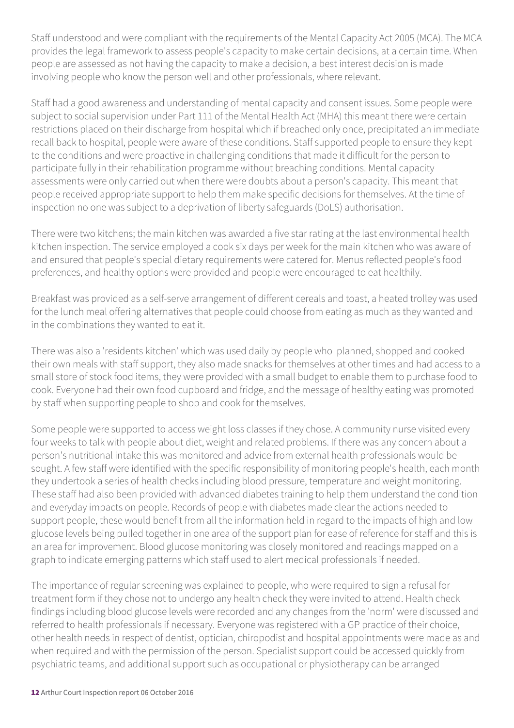Staff understood and were compliant with the requirements of the Mental Capacity Act 2005 (MCA). The MCA provides the legal framework to assess people's capacity to make certain decisions, at a certain time. When people are assessed as not having the capacity to make a decision, a best interest decision is made involving people who know the person well and other professionals, where relevant.

Staff had a good awareness and understanding of mental capacity and consent issues. Some people were subject to social supervision under Part 111 of the Mental Health Act (MHA) this meant there were certain restrictions placed on their discharge from hospital which if breached only once, precipitated an immediate recall back to hospital, people were aware of these conditions. Staff supported people to ensure they kept to the conditions and were proactive in challenging conditions that made it difficult for the person to participate fully in their rehabilitation programme without breaching conditions. Mental capacity assessments were only carried out when there were doubts about a person's capacity. This meant that people received appropriate support to help them make specific decisions for themselves. At the time of inspection no one was subject to a deprivation of liberty safeguards (DoLS) authorisation.

There were two kitchens; the main kitchen was awarded a five star rating at the last environmental health kitchen inspection. The service employed a cook six days per week for the main kitchen who was aware of and ensured that people's special dietary requirements were catered for. Menus reflected people's food preferences, and healthy options were provided and people were encouraged to eat healthily.

Breakfast was provided as a self-serve arrangement of different cereals and toast, a heated trolley was used for the lunch meal offering alternatives that people could choose from eating as much as they wanted and in the combinations they wanted to eat it.

There was also a 'residents kitchen' which was used daily by people who planned, shopped and cooked their own meals with staff support, they also made snacks for themselves at other times and had access to a small store of stock food items, they were provided with a small budget to enable them to purchase food to cook. Everyone had their own food cupboard and fridge, and the message of healthy eating was promoted by staff when supporting people to shop and cook for themselves.

Some people were supported to access weight loss classes if they chose. A community nurse visited every four weeks to talk with people about diet, weight and related problems. If there was any concern about a person's nutritional intake this was monitored and advice from external health professionals would be sought. A few staff were identified with the specific responsibility of monitoring people's health, each month they undertook a series of health checks including blood pressure, temperature and weight monitoring. These staff had also been provided with advanced diabetes training to help them understand the condition and everyday impacts on people. Records of people with diabetes made clear the actions needed to support people, these would benefit from all the information held in regard to the impacts of high and low glucose levels being pulled together in one area of the support plan for ease of reference for staff and this is an area for improvement. Blood glucose monitoring was closely monitored and readings mapped on a graph to indicate emerging patterns which staff used to alert medical professionals if needed.

The importance of regular screening was explained to people, who were required to sign a refusal for treatment form if they chose not to undergo any health check they were invited to attend. Health check findings including blood glucose levels were recorded and any changes from the 'norm' were discussed and referred to health professionals if necessary. Everyone was registered with a GP practice of their choice, other health needs in respect of dentist, optician, chiropodist and hospital appointments were made as and when required and with the permission of the person. Specialist support could be accessed quickly from psychiatric teams, and additional support such as occupational or physiotherapy can be arranged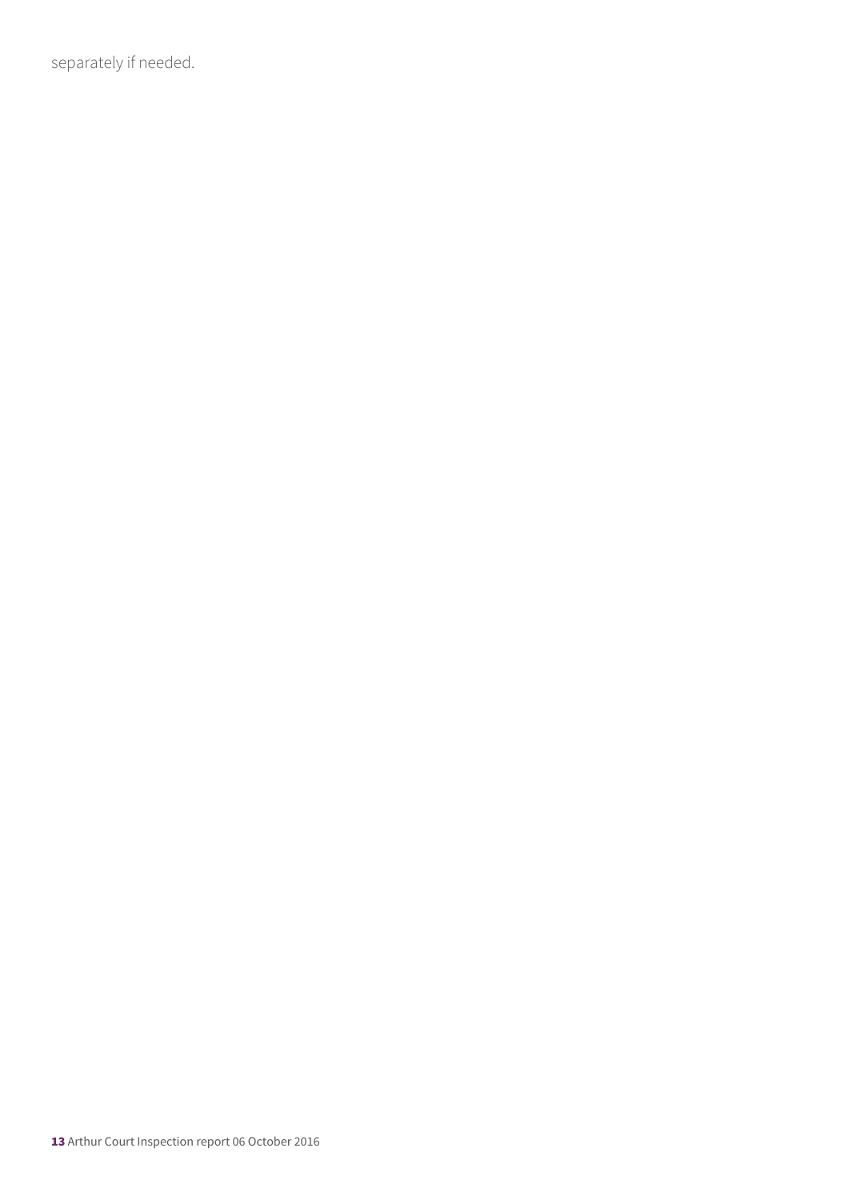separately if needed.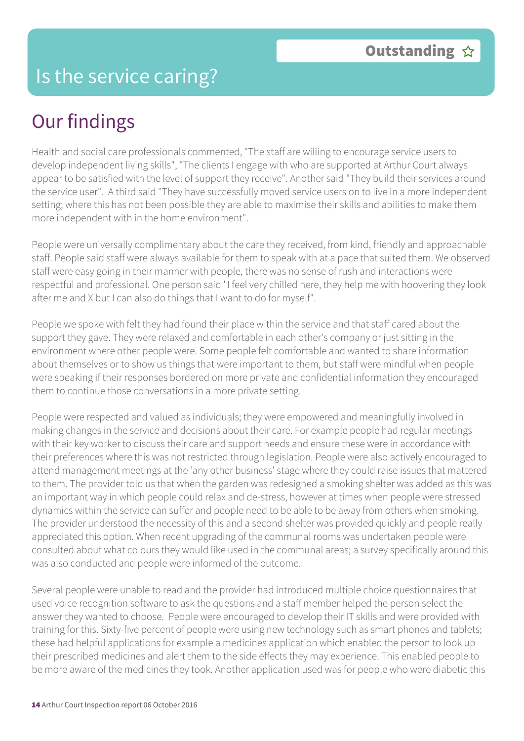# Is the service caring?

**Outstanding** ☆

## Our findings

Health and social care professionals commented, "The staff are willing to encourage service users to develop independent living skills", "The clients I engage with who are supported at Arthur Court always appear to be satisfied with the level of support they receive". Another said "They build their services around the service user". A third said "They have successfully moved service users on to live in a more independent setting; where this has not been possible they are able to maximise their skills and abilities to make them more independent with in the home environment".

People were universally complimentary about the care they received, from kind, friendly and approachable staff. People said staff were always available for them to speak with at a pace that suited them. We observed staff were easy going in their manner with people, there was no sense of rush and interactions were respectful and professional. One person said "I feel very chilled here, they help me with hoovering they look after me and X but I can also do things that I want to do for myself".

People we spoke with felt they had found their place within the service and that staff cared about the support they gave. They were relaxed and comfortable in each other's company or just sitting in the environment where other people were. Some people felt comfortable and wanted to share information about themselves or to show us things that were important to them, but staff were mindful when people were speaking if their responses bordered on more private and confidential information they encouraged them to continue those conversations in a more private setting.

People were respected and valued as individuals; they were empowered and meaningfully involved in making changes in the service and decisions about their care. For example people had regular meetings with their key worker to discuss their care and support needs and ensure these were in accordance with their preferences where this was not restricted through legislation. People were also actively encouraged to attend management meetings at the 'any other business' stage where they could raise issues that mattered to them. The provider told us that when the garden was redesigned a smoking shelter was added as this was an important way in which people could relax and de-stress, however at times when people were stressed dynamics within the service can suffer and people need to be able to be away from others when smoking. The provider understood the necessity of this and a second shelter was provided quickly and people really appreciated this option. When recent upgrading of the communal rooms was undertaken people were consulted about what colours they would like used in the communal areas; a survey specifically around this was also conducted and people were informed of the outcome.

Several people were unable to read and the provider had introduced multiple choice questionnaires that used voice recognition software to ask the questions and a staff member helped the person select the answer they wanted to choose. People were encouraged to develop their IT skills and were provided with training for this. Sixty-five percent of people were using new technology such as smart phones and tablets; these had helpful applications for example a medicines application which enabled the person to look up their prescribed medicines and alert them to the side effects they may experience. This enabled people to be more aware of the medicines they took. Another application used was for people who were diabetic this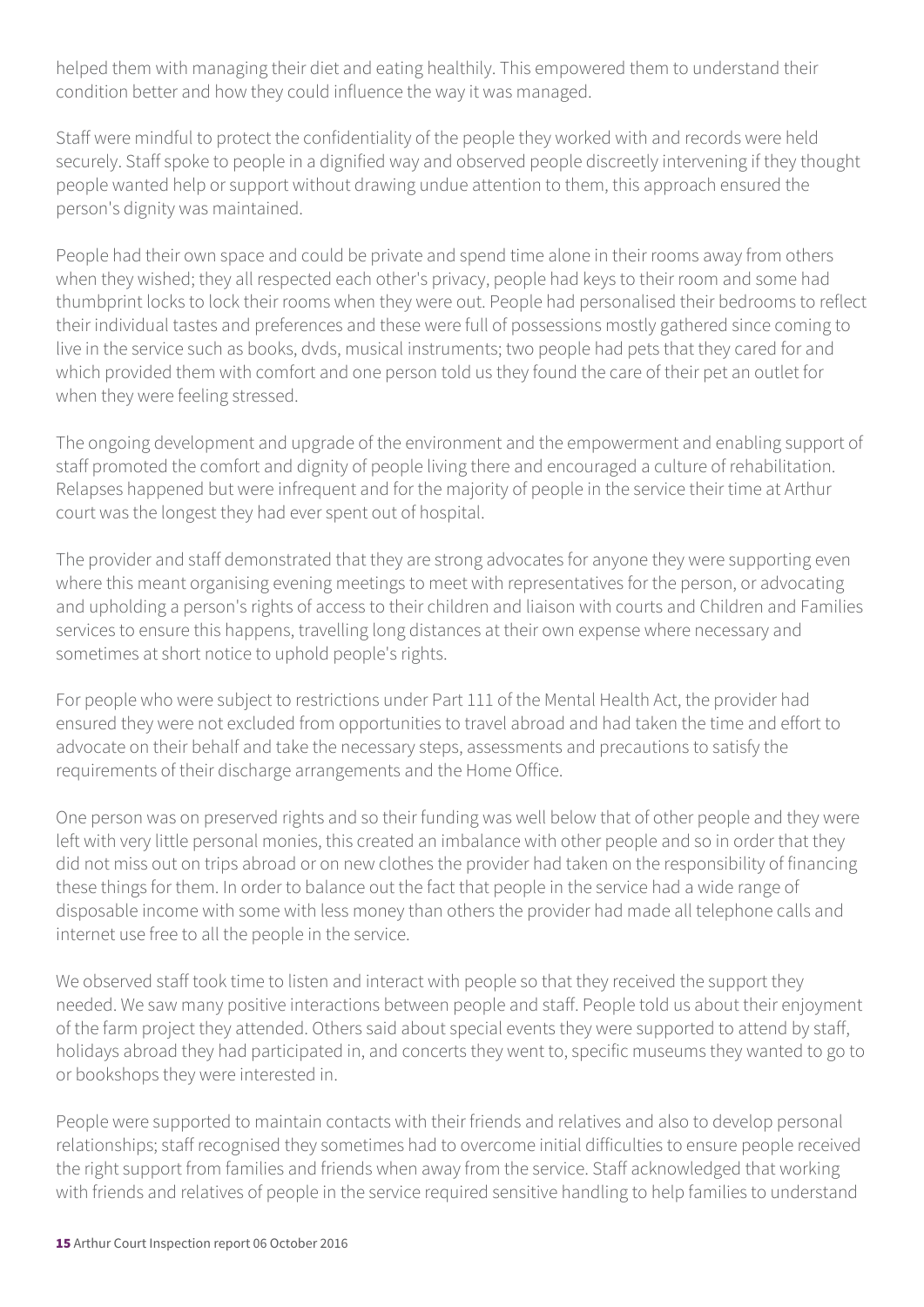helped them with managing their diet and eating healthily. This empowered them to understand their condition better and how they could influence the way it was managed.

Staff were mindful to protect the confidentiality of the people they worked with and records were held securely. Staff spoke to people in a dignified way and observed people discreetly intervening if they thought people wanted help or support without drawing undue attention to them, this approach ensured the person's dignity was maintained.

People had their own space and could be private and spend time alone in their rooms away from others when they wished; they all respected each other's privacy, people had keys to their room and some had thumbprint locks to lock their rooms when they were out. People had personalised their bedrooms to reflect their individual tastes and preferences and these were full of possessions mostly gathered since coming to live in the service such as books, dvds, musical instruments; two people had pets that they cared for and which provided them with comfort and one person told us they found the care of their pet an outlet for when they were feeling stressed.

The ongoing development and upgrade of the environment and the empowerment and enabling support of staff promoted the comfort and dignity of people living there and encouraged a culture of rehabilitation. Relapses happened but were infrequent and for the majority of people in the service their time at Arthur court was the longest they had ever spent out of hospital.

The provider and staff demonstrated that they are strong advocates for anyone they were supporting even where this meant organising evening meetings to meet with representatives for the person, or advocating and upholding a person's rights of access to their children and liaison with courts and Children and Families services to ensure this happens, travelling long distances at their own expense where necessary and sometimes at short notice to uphold people's rights.

For people who were subject to restrictions under Part 111 of the Mental Health Act, the provider had ensured they were not excluded from opportunities to travel abroad and had taken the time and effort to advocate on their behalf and take the necessary steps, assessments and precautions to satisfy the requirements of their discharge arrangements and the Home Office.

One person was on preserved rights and so their funding was well below that of other people and they were left with very little personal monies, this created an imbalance with other people and so in order that they did not miss out on trips abroad or on new clothes the provider had taken on the responsibility of financing these things for them. In order to balance out the fact that people in the service had a wide range of disposable income with some with less money than others the provider had made all telephone calls and internet use free to all the people in the service.

We observed staff took time to listen and interact with people so that they received the support they needed. We saw many positive interactions between people and staff. People told us about their enjoyment of the farm project they attended. Others said about special events they were supported to attend by staff, holidays abroad they had participated in, and concerts they went to, specific museums they wanted to go to or bookshops they were interested in.

People were supported to maintain contacts with their friends and relatives and also to develop personal relationships; staff recognised they sometimes had to overcome initial difficulties to ensure people received the right support from families and friends when away from the service. Staff acknowledged that working with friends and relatives of people in the service required sensitive handling to help families to understand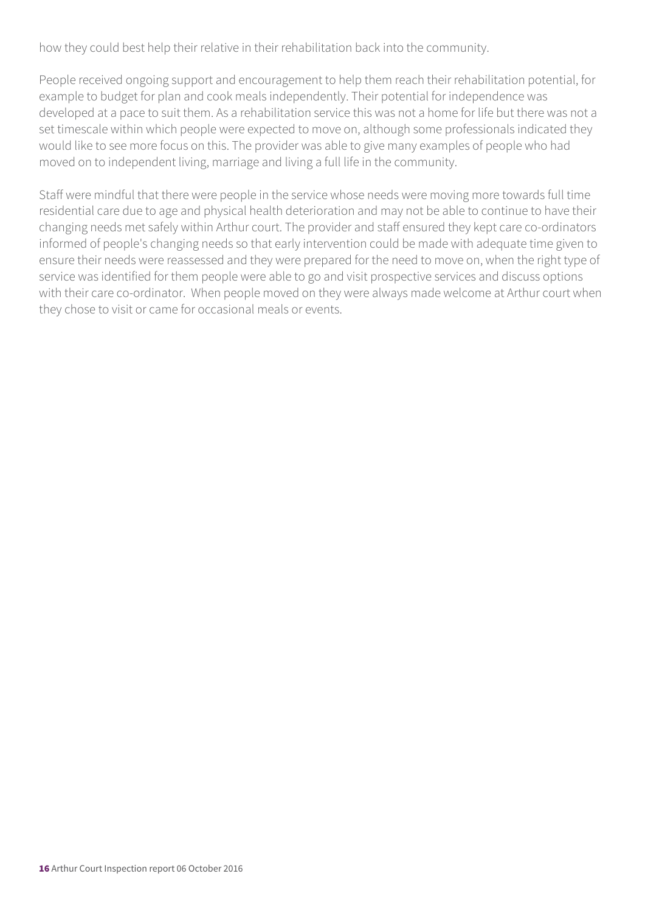how they could best help their relative in their rehabilitation back into the community.

People received ongoing support and encouragement to help them reach their rehabilitation potential, for example to budget for plan and cook meals independently. Their potential for independence was developed at a pace to suit them. As a rehabilitation service this was not a home for life but there was not a set timescale within which people were expected to move on, although some professionals indicated they would like to see more focus on this. The provider was able to give many examples of people who had moved on to independent living, marriage and living a full life in the community.

Staff were mindful that there were people in the service whose needs were moving more towards full time residential care due to age and physical health deterioration and may not be able to continue to have their changing needs met safely within Arthur court. The provider and staff ensured they kept care co-ordinators informed of people's changing needs so that early intervention could be made with adequate time given to ensure their needs were reassessed and they were prepared for the need to move on, when the right type of service was identified for them people were able to go and visit prospective services and discuss options with their care co-ordinator. When people moved on they were always made welcome at Arthur court when they chose to visit or came for occasional meals or events.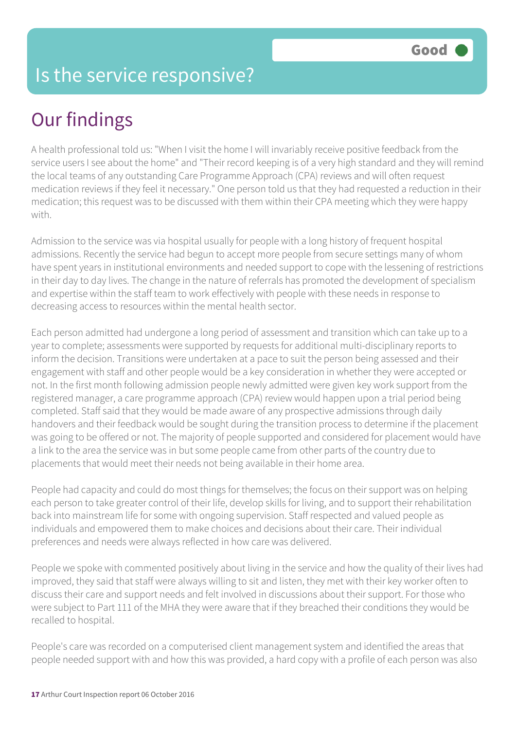## Is the service responsive?

**Good**

# Our findings

A health professional told us: "When I visit the home I will invariably receive positive feedback from the service users I see about the home" and "Their record keeping is of a very high standard and they will remind the local teams of any outstanding Care Programme Approach (CPA) reviews and will often request medication reviews if they feel it necessary." One person told us that they had requested a reduction in their medication; this request was to be discussed with them within their CPA meeting which they were happy with.

Admission to the service was via hospital usually for people with a long history of frequent hospital admissions. Recently the service had begun to accept more people from secure settings many of whom have spent years in institutional environments and needed support to cope with the lessening of restrictions in their day to day lives. The change in the nature of referrals has promoted the development of specialism and expertise within the staff team to work effectively with people with these needs in response to decreasing access to resources within the mental health sector.

Each person admitted had undergone a long period of assessment and transition which can take up to a year to complete; assessments were supported by requests for additional multi-disciplinary reports to inform the decision. Transitions were undertaken at a pace to suit the person being assessed and their engagement with staff and other people would be a key consideration in whether they were accepted or not. In the first month following admission people newly admitted were given key work support from the registered manager, a care programme approach (CPA) review would happen upon a trial period being completed. Staff said that they would be made aware of any prospective admissions through daily handovers and their feedback would be sought during the transition process to determine if the placement was going to be offered or not. The majority of people supported and considered for placement would have a link to the area the service was in but some people came from other parts of the country due to placements that would meet their needs not being available in their home area.

People had capacity and could do most things for themselves; the focus on their support was on helping each person to take greater control of their life, develop skills for living, and to support their rehabilitation back into mainstream life for some with ongoing supervision. Staff respected and valued people as individuals and empowered them to make choices and decisions about their care. Their individual preferences and needs were always reflected in how care was delivered.

People we spoke with commented positively about living in the service and how the quality of their lives had improved, they said that staff were always willing to sit and listen, they met with their key worker often to discuss their care and support needs and felt involved in discussions about their support. For those who were subject to Part 111 of the MHA they were aware that if they breached their conditions they would be recalled to hospital.

People's care was recorded on a computerised client management system and identified the areas that people needed support with and how this was provided, a hard copy with a profile of each person was also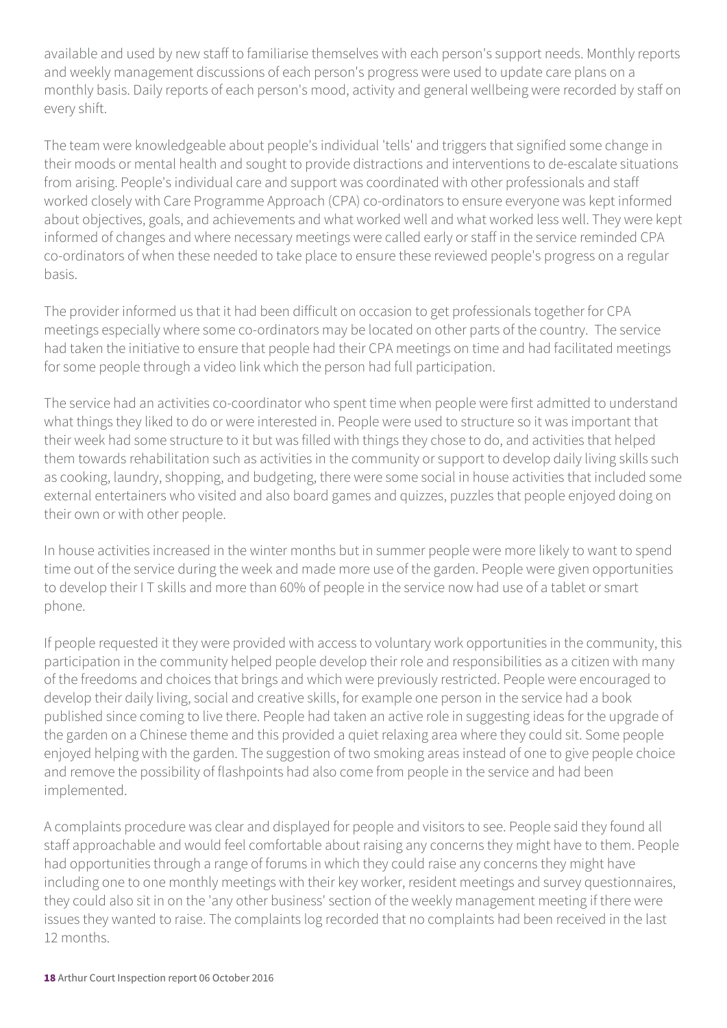available and used by new staff to familiarise themselves with each person's support needs. Monthly reports and weekly management discussions of each person's progress were used to update care plans on a monthly basis. Daily reports of each person's mood, activity and general wellbeing were recorded by staff on every shift.

The team were knowledgeable about people's individual 'tells' and triggers that signified some change in their moods or mental health and sought to provide distractions and interventions to de-escalate situations from arising. People's individual care and support was coordinated with other professionals and staff worked closely with Care Programme Approach (CPA) co-ordinators to ensure everyone was kept informed about objectives, goals, and achievements and what worked well and what worked less well. They were kept informed of changes and where necessary meetings were called early or staff in the service reminded CPA co-ordinators of when these needed to take place to ensure these reviewed people's progress on a regular basis.

The provider informed us that it had been difficult on occasion to get professionals together for CPA meetings especially where some co-ordinators may be located on other parts of the country. The service had taken the initiative to ensure that people had their CPA meetings on time and had facilitated meetings for some people through a video link which the person had full participation.

The service had an activities co-coordinator who spent time when people were first admitted to understand what things they liked to do or were interested in. People were used to structure so it was important that their week had some structure to it but was filled with things they chose to do, and activities that helped them towards rehabilitation such as activities in the community or support to develop daily living skills such as cooking, laundry, shopping, and budgeting, there were some social in house activities that included some external entertainers who visited and also board games and quizzes, puzzles that people enjoyed doing on their own or with other people.

In house activities increased in the winter months but in summer people were more likely to want to spend time out of the service during the week and made more use of the garden. People were given opportunities to develop their I T skills and more than 60% of people in the service now had use of a tablet or smart phone.

If people requested it they were provided with access to voluntary work opportunities in the community, this participation in the community helped people develop their role and responsibilities as a citizen with many of the freedoms and choices that brings and which were previously restricted. People were encouraged to develop their daily living, social and creative skills, for example one person in the service had a book published since coming to live there. People had taken an active role in suggesting ideas for the upgrade of the garden on a Chinese theme and this provided a quiet relaxing area where they could sit. Some people enjoyed helping with the garden. The suggestion of two smoking areas instead of one to give people choice and remove the possibility of flashpoints had also come from people in the service and had been implemented.

A complaints procedure was clear and displayed for people and visitors to see. People said they found all staff approachable and would feel comfortable about raising any concerns they might have to them. People had opportunities through a range of forums in which they could raise any concerns they might have including one to one monthly meetings with their key worker, resident meetings and survey questionnaires, they could also sit in on the 'any other business' section of the weekly management meeting if there were issues they wanted to raise. The complaints log recorded that no complaints had been received in the last 12 months.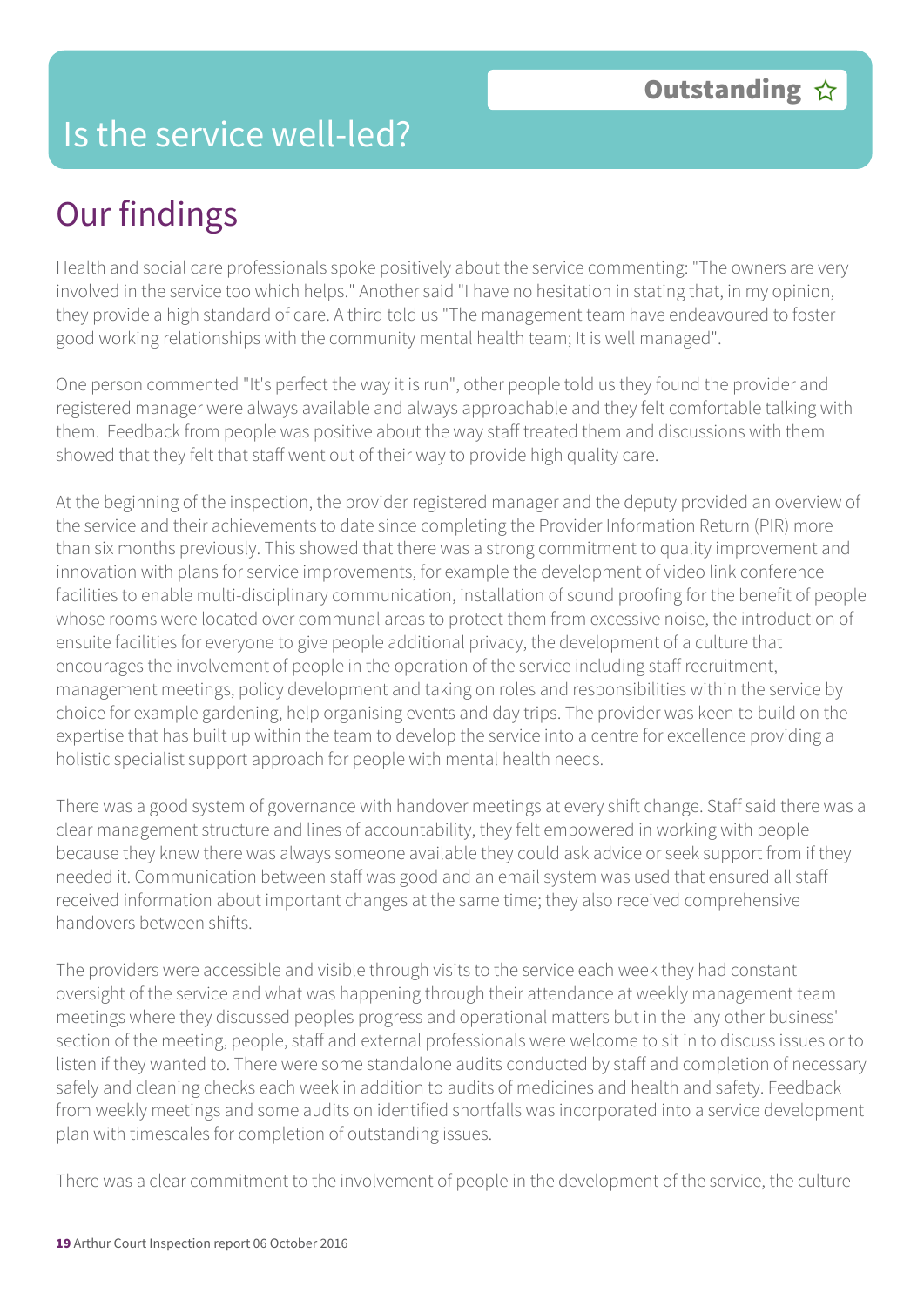# Is the service well-led?

**Outstanding** ☆

## Our findings

Health and social care professionals spoke positively about the service commenting: "The owners are very involved in the service too which helps." Another said "I have no hesitation in stating that, in my opinion, they provide a high standard of care. A third told us "The management team have endeavoured to foster good working relationships with the community mental health team; It is well managed".

One person commented "It's perfect the way it is run", other people told us they found the provider and registered manager were always available and always approachable and they felt comfortable talking with them. Feedback from people was positive about the way staff treated them and discussions with them showed that they felt that staff went out of their way to provide high quality care.

At the beginning of the inspection, the provider registered manager and the deputy provided an overview of the service and their achievements to date since completing the Provider Information Return (PIR) more than six months previously. This showed that there was a strong commitment to quality improvement and innovation with plans for service improvements, for example the development of video link conference facilities to enable multi-disciplinary communication, installation of sound proofing for the benefit of people whose rooms were located over communal areas to protect them from excessive noise, the introduction of ensuite facilities for everyone to give people additional privacy, the development of a culture that encourages the involvement of people in the operation of the service including staff recruitment, management meetings, policy development and taking on roles and responsibilities within the service by choice for example gardening, help organising events and day trips. The provider was keen to build on the expertise that has built up within the team to develop the service into a centre for excellence providing a holistic specialist support approach for people with mental health needs.

There was a good system of governance with handover meetings at every shift change. Staff said there was a clear management structure and lines of accountability, they felt empowered in working with people because they knew there was always someone available they could ask advice or seek support from if they needed it. Communication between staff was good and an email system was used that ensured all staff received information about important changes at the same time; they also received comprehensive handovers between shifts.

The providers were accessible and visible through visits to the service each week they had constant oversight of the service and what was happening through their attendance at weekly management team meetings where they discussed peoples progress and operational matters but in the 'any other business' section of the meeting, people, staff and external professionals were welcome to sit in to discuss issues or to listen if they wanted to. There were some standalone audits conducted by staff and completion of necessary safely and cleaning checks each week in addition to audits of medicines and health and safety. Feedback from weekly meetings and some audits on identified shortfalls was incorporated into a service development plan with timescales for completion of outstanding issues.

There was a clear commitment to the involvement of people in the development of the service, the culture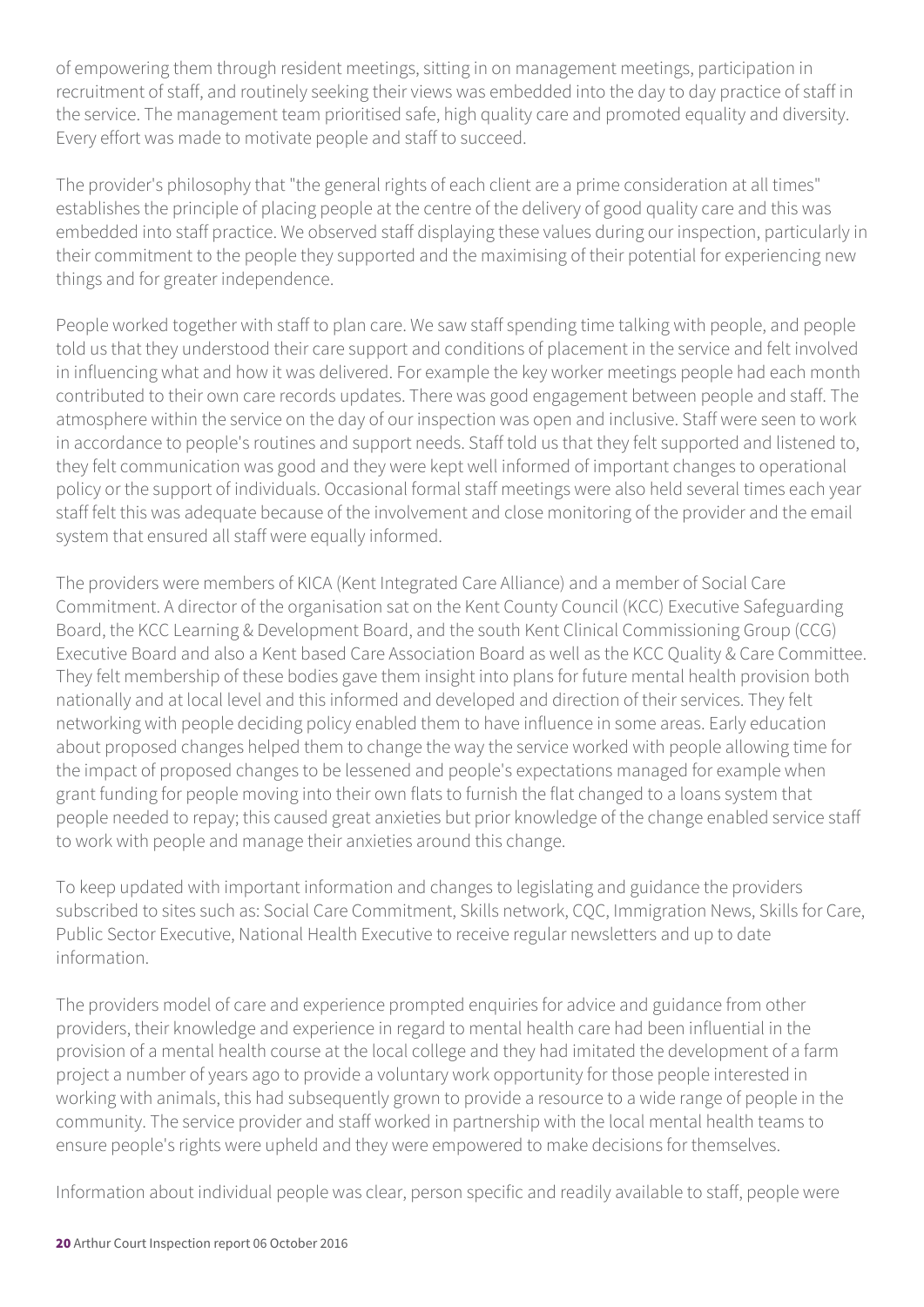of empowering them through resident meetings, sitting in on management meetings, participation in recruitment of staff, and routinely seeking their views was embedded into the day to day practice of staff in the service. The management team prioritised safe, high quality care and promoted equality and diversity. Every effort was made to motivate people and staff to succeed.

The provider's philosophy that "the general rights of each client are a prime consideration at all times" establishes the principle of placing people at the centre of the delivery of good quality care and this was embedded into staff practice. We observed staff displaying these values during our inspection, particularly in their commitment to the people they supported and the maximising of their potential for experiencing new things and for greater independence.

People worked together with staff to plan care. We saw staff spending time talking with people, and people told us that they understood their care support and conditions of placement in the service and felt involved in influencing what and how it was delivered. For example the key worker meetings people had each month contributed to their own care records updates. There was good engagement between people and staff. The atmosphere within the service on the day of our inspection was open and inclusive. Staff were seen to work in accordance to people's routines and support needs. Staff told us that they felt supported and listened to, they felt communication was good and they were kept well informed of important changes to operational policy or the support of individuals. Occasional formal staff meetings were also held several times each year staff felt this was adequate because of the involvement and close monitoring of the provider and the email system that ensured all staff were equally informed.

The providers were members of KICA (Kent Integrated Care Alliance) and a member of Social Care Commitment. A director of the organisation sat on the Kent County Council (KCC) Executive Safeguarding Board, the KCC Learning & Development Board, and the south Kent Clinical Commissioning Group (CCG) Executive Board and also a Kent based Care Association Board as well as the KCC Quality & Care Committee. They felt membership of these bodies gave them insight into plans for future mental health provision both nationally and at local level and this informed and developed and direction of their services. They felt networking with people deciding policy enabled them to have influence in some areas. Early education about proposed changes helped them to change the way the service worked with people allowing time for the impact of proposed changes to be lessened and people's expectations managed for example when grant funding for people moving into their own flats to furnish the flat changed to a loans system that people needed to repay; this caused great anxieties but prior knowledge of the change enabled service staff to work with people and manage their anxieties around this change.

To keep updated with important information and changes to legislating and guidance the providers subscribed to sites such as: Social Care Commitment, Skills network, CQC, Immigration News, Skills for Care, Public Sector Executive, National Health Executive to receive regular newsletters and up to date information.

The providers model of care and experience prompted enquiries for advice and guidance from other providers, their knowledge and experience in regard to mental health care had been influential in the provision of a mental health course at the local college and they had imitated the development of a farm project a number of years ago to provide a voluntary work opportunity for those people interested in working with animals, this had subsequently grown to provide a resource to a wide range of people in the community. The service provider and staff worked in partnership with the local mental health teams to ensure people's rights were upheld and they were empowered to make decisions for themselves.

Information about individual people was clear, person specific and readily available to staff, people were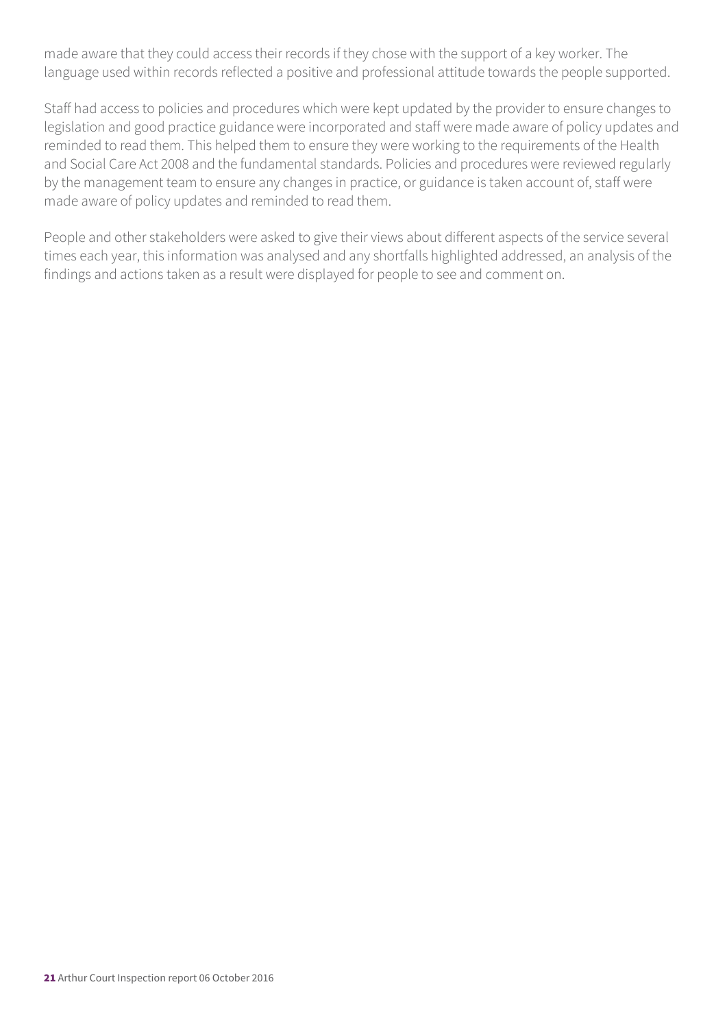made aware that they could access their records if they chose with the support of a key worker. The language used within records reflected a positive and professional attitude towards the people supported.

Staff had access to policies and procedures which were kept updated by the provider to ensure changes to legislation and good practice guidance were incorporated and staff were made aware of policy updates and reminded to read them. This helped them to ensure they were working to the requirements of the Health and Social Care Act 2008 and the fundamental standards. Policies and procedures were reviewed regularly by the management team to ensure any changes in practice, or guidance is taken account of, staff were made aware of policy updates and reminded to read them.

People and other stakeholders were asked to give their views about different aspects of the service several times each year, this information was analysed and any shortfalls highlighted addressed, an analysis of the findings and actions taken as a result were displayed for people to see and comment on.